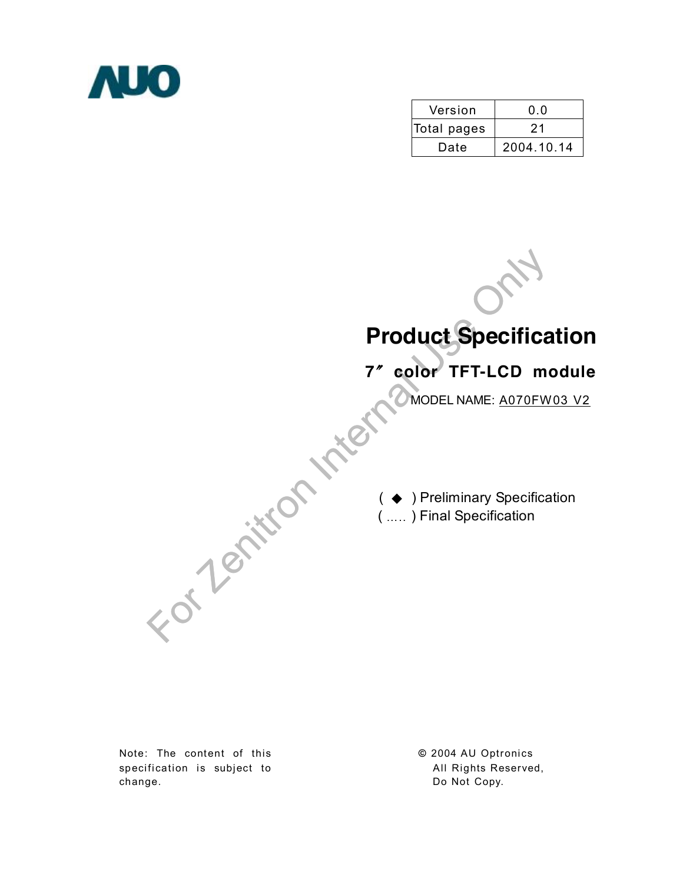AUO

| Version | 0.0 |
| --- | --- |
| Total pages | 21 |
| Date | 2004.10.14 |

# Product Specification

## 7″ color TFT-LCD module

MODEL NAME: A070FW03 V2

( ◆ ) Preliminary Specification
( ….. ) Final Specification

For Zenitron Internal Use Only

Note: The content of this specification is subject to change.

© 2004 AU Optronics
All Rights Reserved,
Do Not Copy.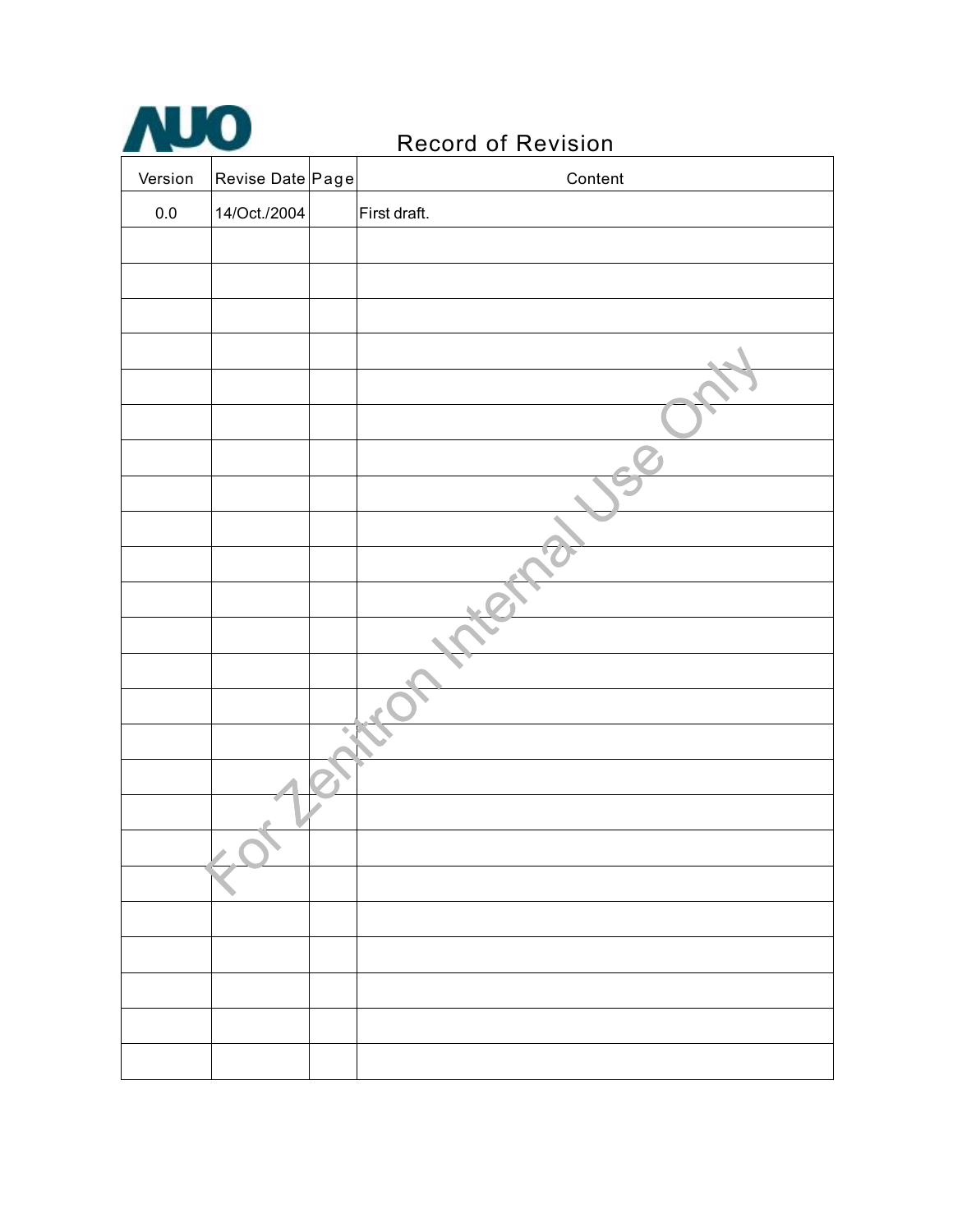# Record of Revision

| Version | Revise Date | Page | Content |
|---|---|---|---|
| 0.0 | 14/Oct./2004 | | First draft. |
| | | | |
| | | | |
| | | | |
| | | | |
| | | | |
| | | | |
| | | | |
| | | | |
| | | | |
| | | | |
| | | | |
| | | | |
| | | | |
| | | | |
| | | | |
| | | | |
| | | | |
| | | | |
| | | | |
| | | | |
| | | | |
| | | | |
| | | | |
| | | | |

For Zenitron Internal Use Only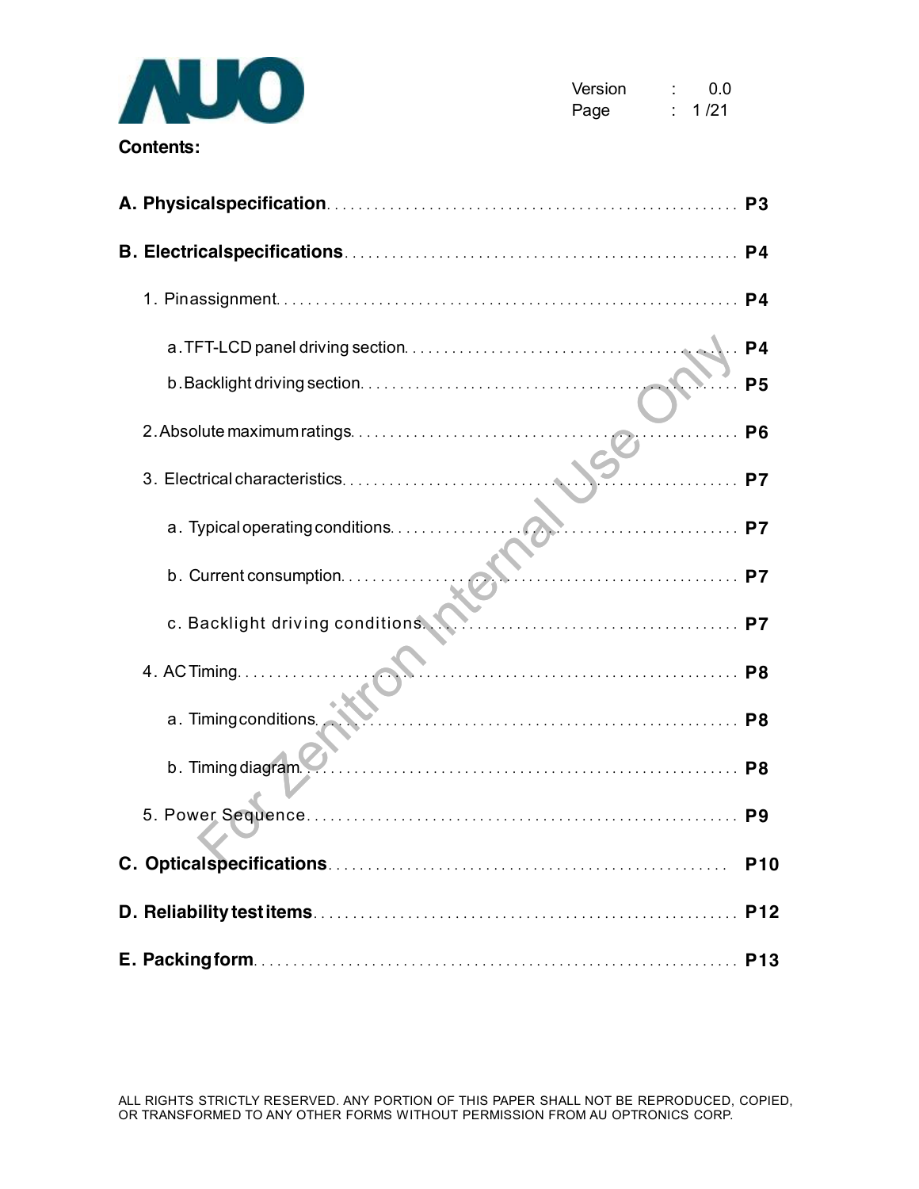**Contents:**

**A. Physicalspecification** .................................................. **P3**

**B. Electricalspecifications** .................................................. **P4**

1. Pinassignment .................................................. **P4**

   a. TFT-LCD panel driving section .................................................. **P4**

   b. Backlight driving section .................................................. **P5**

2. Absolute maximum ratings .................................................. **P6**

3. Electrical characteristics .................................................. **P7**

   a. Typical operating conditions .................................................. **P7**

   b. Current consumption .................................................. **P7**

   c. Backlight driving conditions .................................................. **P7**

4. AC Timing .................................................. **P8**

   a. Timing conditions .................................................. **P8**

   b. Timing diagram .................................................. **P8**

5. Power Sequence .................................................. **P9**

**C. Opticalspecifications** .................................................. **P10**

**D. Reliability test items** .................................................. **P12**

**E. Packing form** .................................................. **P13**

ALL RIGHTS STRICTLY RESERVED. ANY PORTION OF THIS PAPER SHALL NOT BE REPRODUCED, COPIED, OR TRANSFORMED TO ANY OTHER FORMS WITHOUT PERMISSION FROM AU OPTRONICS CORP.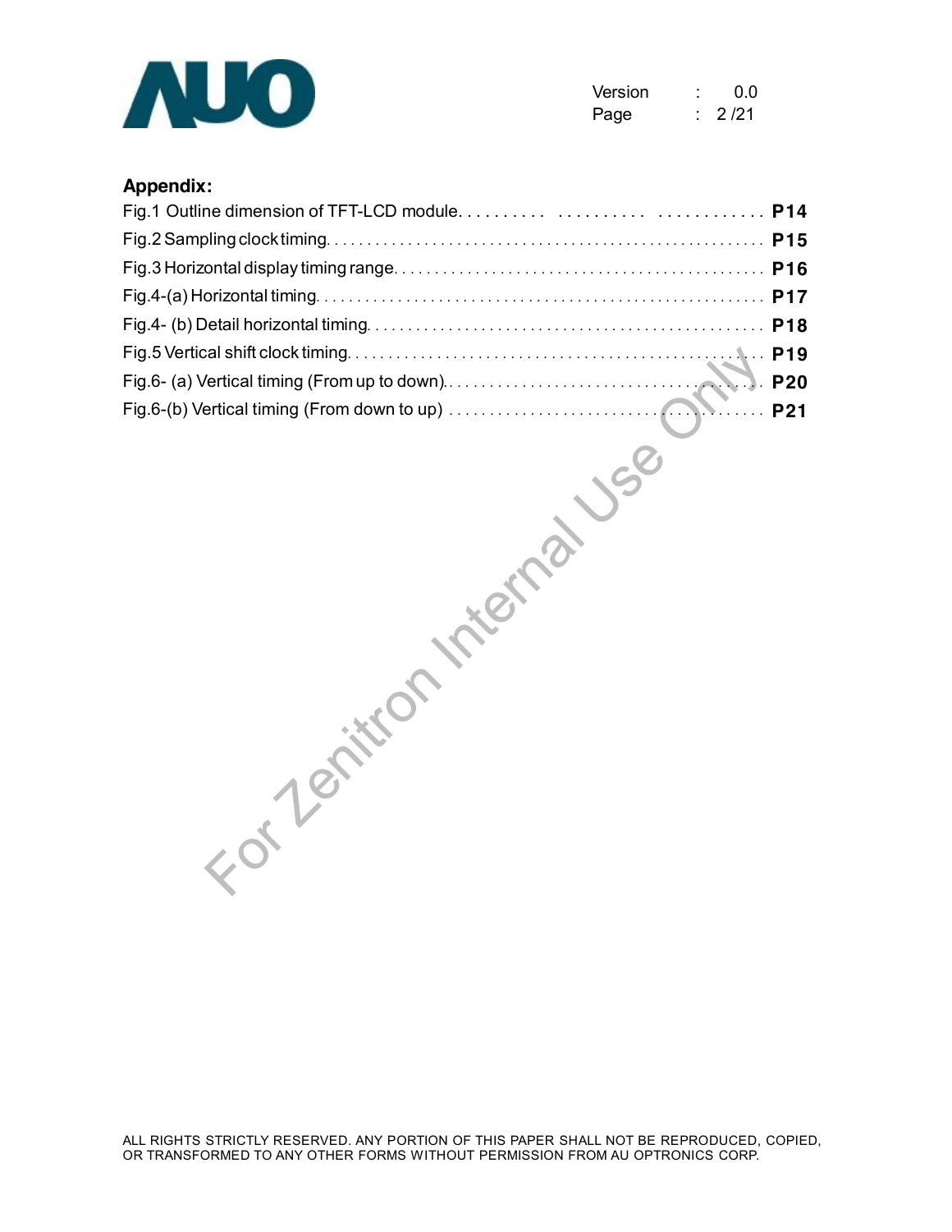## Appendix:

Fig.1 Outline dimension of TFT-LCD module.......... .......... ............ **P14**

Fig.2 Sampling clock timing....................................................... **P15**

Fig.3 Horizontal display timing range.............................................. **P16**

Fig.4-(a) Horizontal timing........................................................ **P17**

Fig.4- (b) Detail horizontal timing................................................. **P18**

Fig.5 Vertical shift clock timing................................................... **P19**

Fig.6- (a) Vertical timing (From up to down)........................................ **P20**

Fig.6-(b) Vertical timing (From down to up) ........................................ **P21**

For Zenitron Internal Use Only

ALL RIGHTS STRICTLY RESERVED. ANY PORTION OF THIS PAPER SHALL NOT BE REPRODUCED, COPIED, OR TRANSFORMED TO ANY OTHER FORMS WITHOUT PERMISSION FROM AU OPTRONICS CORP.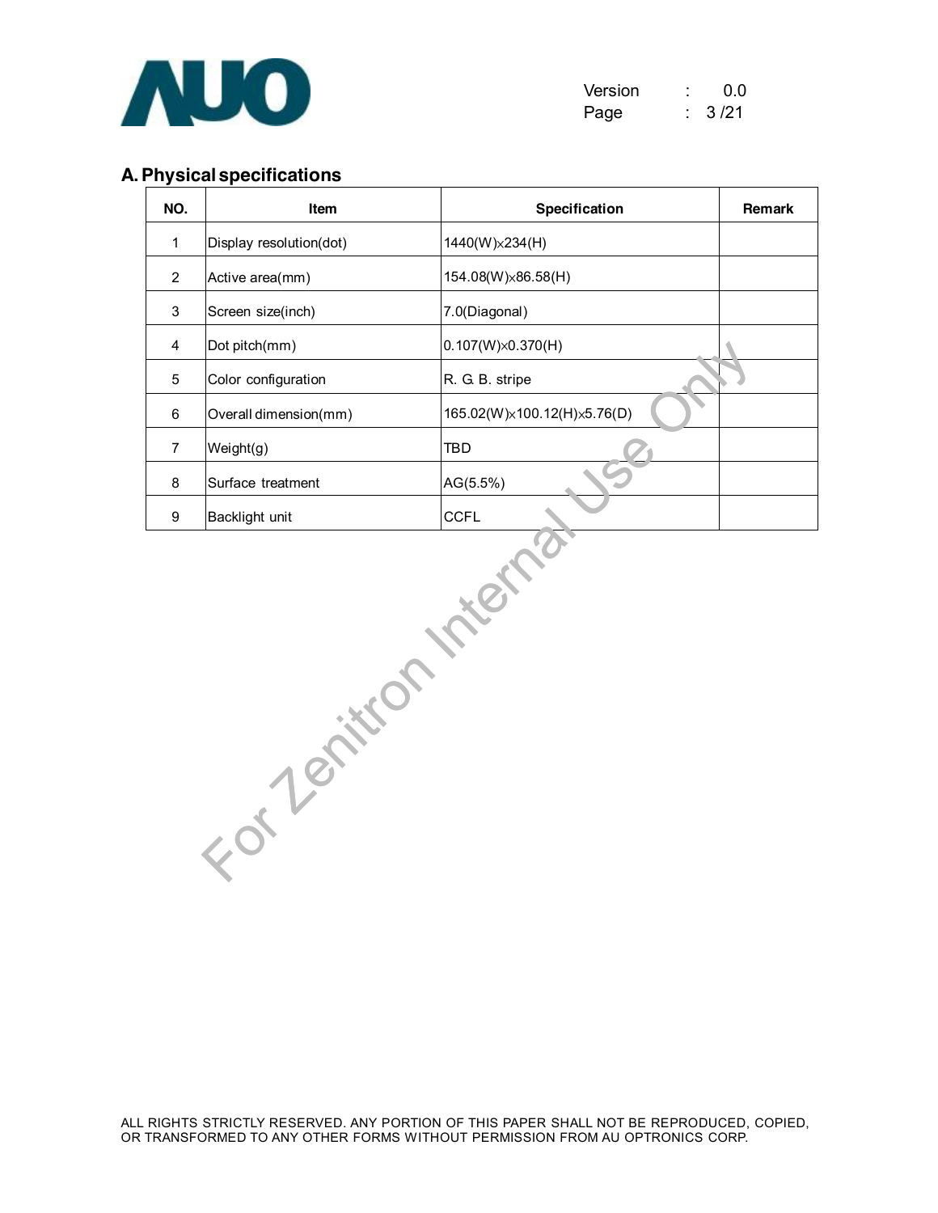## A. Physical specifications

| NO. | Item | Specification | Remark |
|---|---|---|---|
| 1 | Display resolution(dot) | 1440(W)×234(H) | |
| 2 | Active area(mm) | 154.08(W)×86.58(H) | |
| 3 | Screen size(inch) | 7.0(Diagonal) | |
| 4 | Dot pitch(mm) | 0.107(W)×0.370(H) | |
| 5 | Color configuration | R. G. B. stripe | |
| 6 | Overall dimension(mm) | 165.02(W)×100.12(H)×5.76(D) | |
| 7 | Weight(g) | TBD | |
| 8 | Surface treatment | AG(5.5%) | |
| 9 | Backlight unit | CCFL | |

ALL RIGHTS STRICTLY RESERVED. ANY PORTION OF THIS PAPER SHALL NOT BE REPRODUCED, COPIED, OR TRANSFORMED TO ANY OTHER FORMS WITHOUT PERMISSION FROM AU OPTRONICS CORP.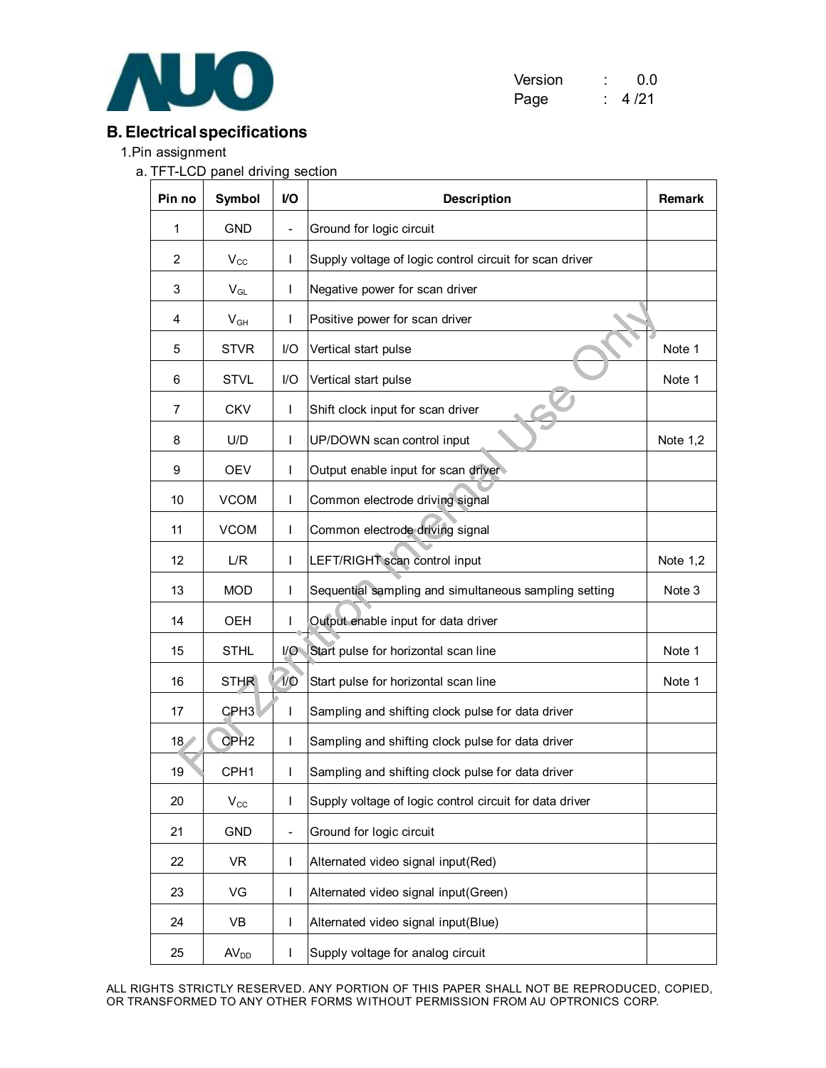## B. Electrical specifications

1.Pin assignment

a. TFT-LCD panel driving section

| Pin no | Symbol | I/O | Description | Remark |
|---|---|---|---|---|
| 1 | GND | - | Ground for logic circuit | |
| 2 | $V_{CC}$ | I | Supply voltage of logic control circuit for scan driver | |
| 3 | $V_{GL}$ | I | Negative power for scan driver | |
| 4 | $V_{GH}$ | I | Positive power for scan driver | |
| 5 | STVR | I/O | Vertical start pulse | Note 1 |
| 6 | STVL | I/O | Vertical start pulse | Note 1 |
| 7 | CKV | I | Shift clock input for scan driver | |
| 8 | U/D | I | UP/DOWN scan control input | Note 1,2 |
| 9 | OEV | I | Output enable input for scan driver | |
| 10 | VCOM | I | Common electrode driving signal | |
| 11 | VCOM | I | Common electrode driving signal | |
| 12 | L/R | I | LEFT/RIGHT scan control input | Note 1,2 |
| 13 | MOD | I | Sequential sampling and simultaneous sampling setting | Note 3 |
| 14 | OEH | I | Output enable input for data driver | |
| 15 | STHL | I/O | Start pulse for horizontal scan line | Note 1 |
| 16 | STHR | I/O | Start pulse for horizontal scan line | Note 1 |
| 17 | CPH3 | I | Sampling and shifting clock pulse for data driver | |
| 18 | CPH2 | I | Sampling and shifting clock pulse for data driver | |
| 19 | CPH1 | I | Sampling and shifting clock pulse for data driver | |
| 20 | $V_{CC}$ | I | Supply voltage of logic control circuit for data driver | |
| 21 | GND | - | Ground for logic circuit | |
| 22 | VR | I | Alternated video signal input(Red) | |
| 23 | VG | I | Alternated video signal input(Green) | |
| 24 | VB | I | Alternated video signal input(Blue) | |
| 25 | $AV_{DD}$ | I | Supply voltage for analog circuit | |

ALL RIGHTS STRICTLY RESERVED. ANY PORTION OF THIS PAPER SHALL NOT BE REPRODUCED, COPIED, OR TRANSFORMED TO ANY OTHER FORMS WITHOUT PERMISSION FROM AU OPTRONICS CORP.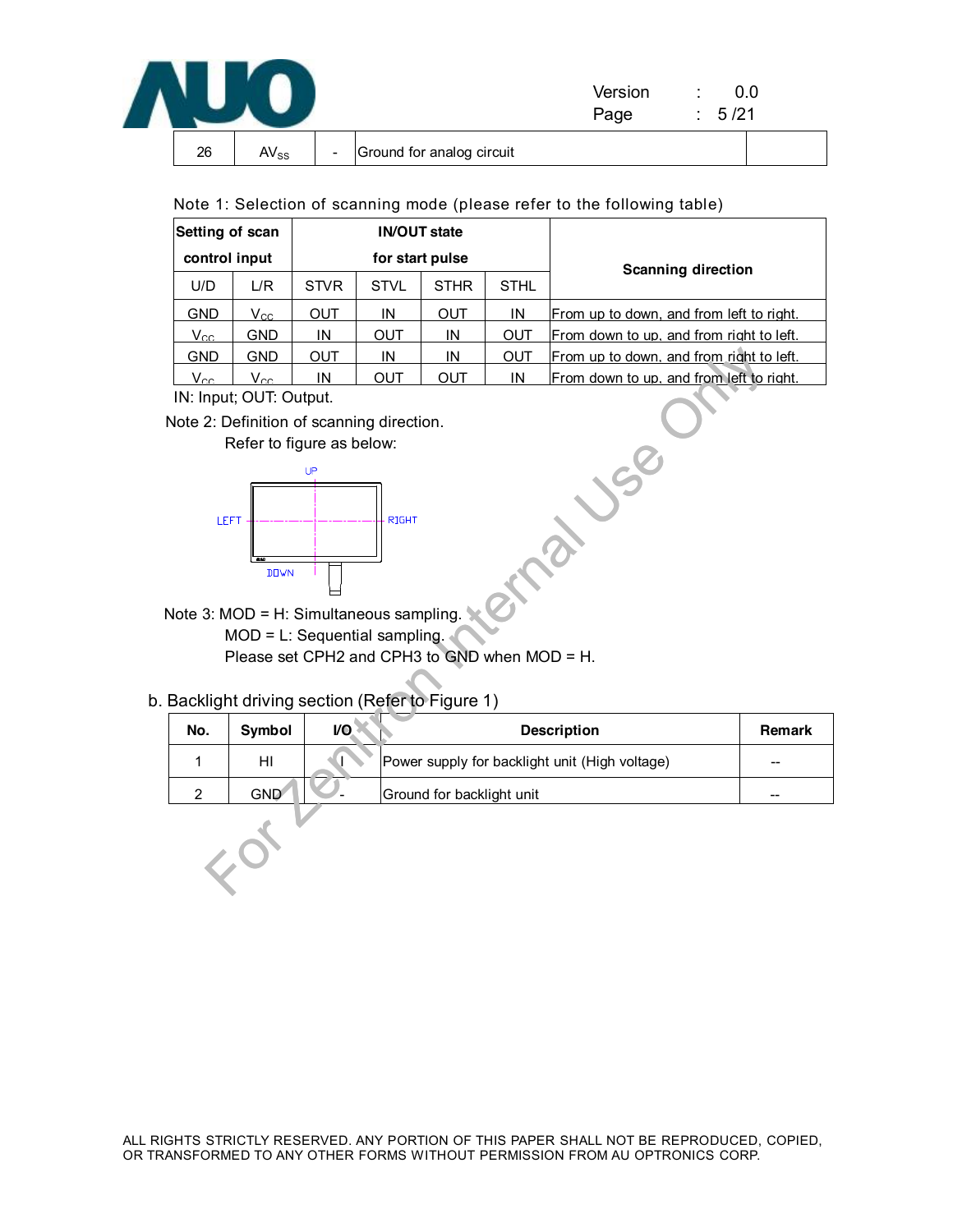| 26 | $AV_{SS}$ | - | Ground for analog circuit | |
|---|---|---|---|---|

Note 1: Selection of scanning mode (please refer to the following table)

| Setting of scan control input | | IN/OUT state for start pulse | | | | Scanning direction |
|---|---|---|---|---|---|---|
| U/D | L/R | STVR | STVL | STHR | STHL | |
| GND | $V_{CC}$ | OUT | IN | OUT | IN | From up to down, and from left to right. |
| $V_{CC}$ | GND | IN | OUT | IN | OUT | From down to up, and from right to left. |
| GND | GND | OUT | IN | IN | OUT | From up to down, and from right to left. |
| $V_{CC}$ | $V_{CC}$ | IN | OUT | OUT | IN | From down to up, and from left to right. |

IN: Input; OUT: Output.

Note 2: Definition of scanning direction.

Refer to figure as below:

UP

LEFT RIGHT

DOWN

Note 3: MOD = H: Simultaneous sampling.

MOD = L: Sequential sampling.

Please set CPH2 and CPH3 to GND when MOD = H.

b. Backlight driving section (Refer to Figure 1)

| No. | Symbol | I/O | Description | Remark |
|---|---|---|---|---|
| 1 | HI | I | Power supply for backlight unit (High voltage) | -- |
| 2 | GND | - | Ground for backlight unit | -- |

ALL RIGHTS STRICTLY RESERVED. ANY PORTION OF THIS PAPER SHALL NOT BE REPRODUCED, COPIED, OR TRANSFORMED TO ANY OTHER FORMS WITHOUT PERMISSION FROM AU OPTRONICS CORP.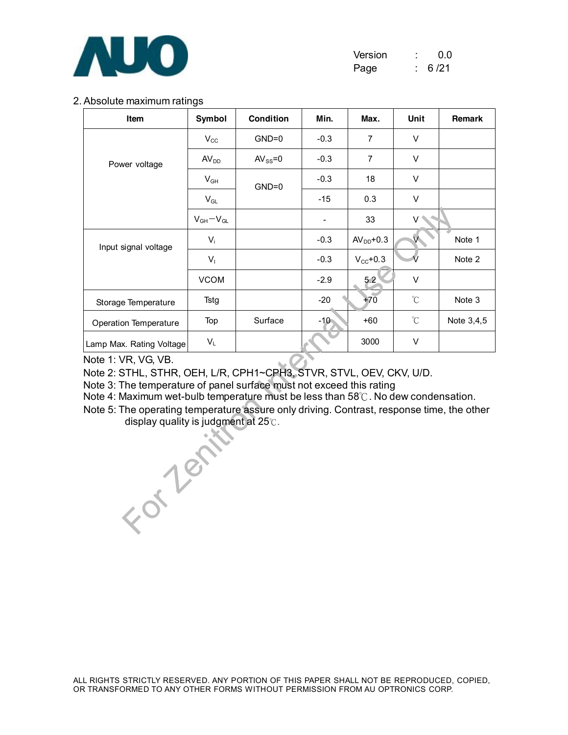## 2. Absolute maximum ratings

| Item | Symbol | Condition | Min. | Max. | Unit | Remark |
|---|---|---|---|---|---|---|
| Power voltage | $V_{CC}$ | GND=0 | -0.3 | 7 | V | |
| | $AV_{DD}$ | $AV_{SS}$=0 | -0.3 | 7 | V | |
| | $V_{GH}$ | GND=0 | -0.3 | 18 | V | |
| | $V_{GL}$ | | -15 | 0.3 | V | |
| | $V_{GH}-V_{GL}$ | | - | 33 | V | |
| Input signal voltage | $V_i$ | | -0.3 | $AV_{DD}$+0.3 | V | Note 1 |
| | $V_I$ | | -0.3 | $V_{CC}$+0.3 | V | Note 2 |
| | VCOM | | -2.9 | 5.2 | V | |
| Storage Temperature | Tstg | | -20 | +70 | ℃ | Note 3 |
| Operation Temperature | Top | Surface | -10 | +60 | ℃ | Note 3,4,5 |
| Lamp Max. Rating Voltage | $V_L$ | | | 3000 | V | |

Note 1: VR, VG, VB.

Note 2: STHL, STHR, OEH, L/R, CPH1~CPH3, STVR, STVL, OEV, CKV, U/D.

Note 3: The temperature of panel surface must not exceed this rating

Note 4: Maximum wet-bulb temperature must be less than 58℃. No dew condensation.

Note 5: The operating temperature assure only driving. Contrast, response time, the other display quality is judgment at 25℃.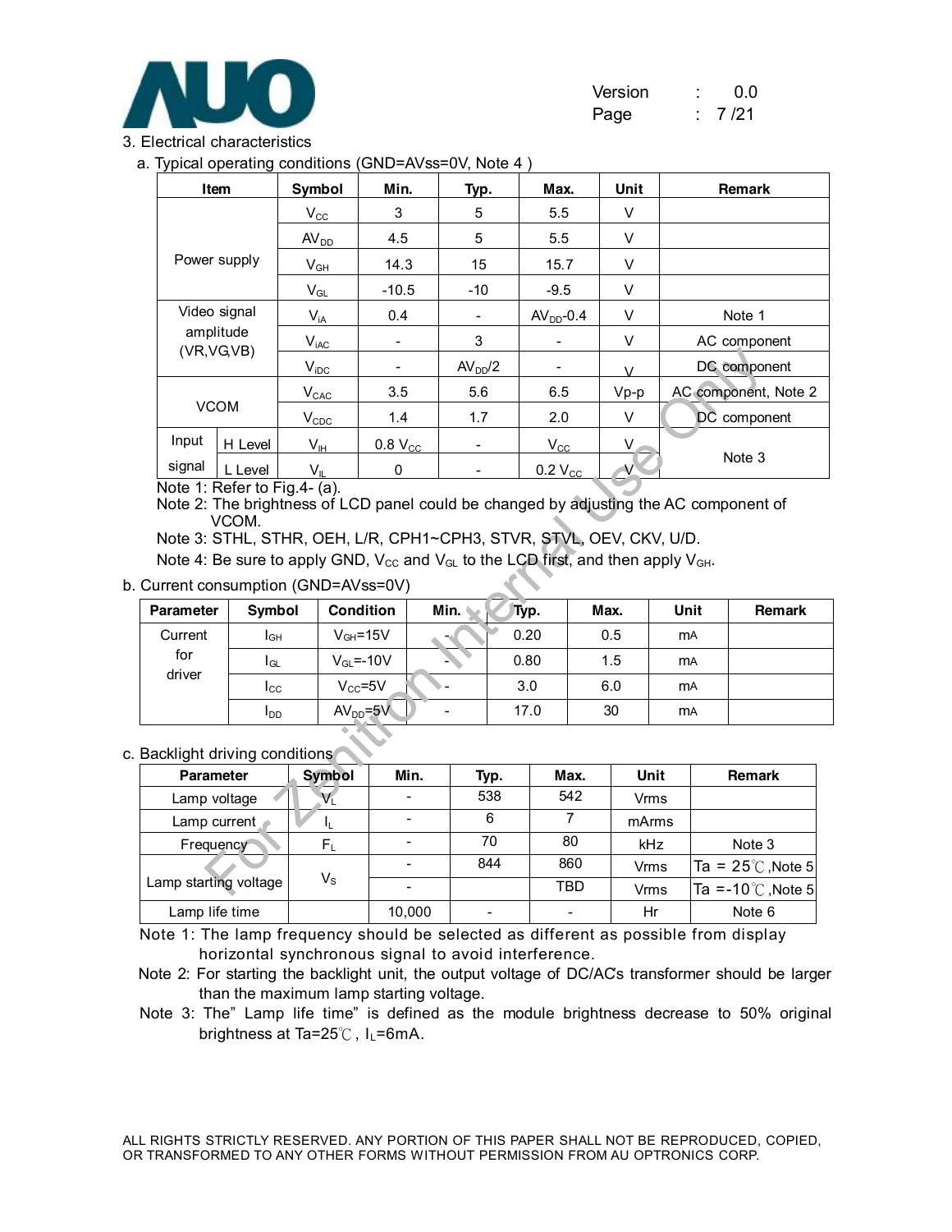3. Electrical characteristics

a. Typical operating conditions (GND=AVss=0V, Note 4 )

| Item | | Symbol | Min. | Typ. | Max. | Unit | Remark |
|---|---|---|---|---|---|---|---|
| Power supply | | $V_{CC}$ | 3 | 5 | 5.5 | V | |
| | | $AV_{DD}$ | 4.5 | 5 | 5.5 | V | |
| | | $V_{GH}$ | 14.3 | 15 | 15.7 | V | |
| | | $V_{GL}$ | -10.5 | -10 | -9.5 | V | |
| Video signal amplitude (VR,VG,VB) | | $V_{iA}$ | 0.4 | - | $AV_{DD}$-0.4 | V | Note 1 |
| | | $V_{iAC}$ | - | 3 | - | V | AC component |
| | | $V_{iDC}$ | - | $AV_{DD}$/2 | - | V | DC component |
| VCOM | | $V_{CAC}$ | 3.5 | 5.6 | 6.5 | Vp-p | AC component, Note 2 |
| | | $V_{CDC}$ | 1.4 | 1.7 | 2.0 | V | DC component |
| Input signal | H Level | $V_{IH}$ | 0.8 $V_{CC}$ | - | $V_{CC}$ | V | Note 3 |
| | L Level | $V_{IL}$ | 0 | - | 0.2 $V_{CC}$ | V | |

Note 1: Refer to Fig.4- (a).

Note 2: The brightness of LCD panel could be changed by adjusting the AC component of VCOM.

Note 3: STHL, STHR, OEH, L/R, CPH1~CPH3, STVR, STVL, OEV, CKV, U/D.

Note 4: Be sure to apply GND, $V_{CC}$ and $V_{GL}$ to the LCD first, and then apply $V_{GH}$.

b. Current consumption (GND=AVss=0V)

| Parameter | Symbol | Condition | Min. | Typ. | Max. | Unit | Remark |
|---|---|---|---|---|---|---|---|
| Current for driver | $I_{GH}$ | $V_{GH}$=15V | - | 0.20 | 0.5 | mA | |
| | $I_{GL}$ | $V_{GL}$=-10V | - | 0.80 | 1.5 | mA | |
| | $I_{CC}$ | $V_{CC}$=5V | - | 3.0 | 6.0 | mA | |
| | $I_{DD}$ | $AV_{DD}$=5V | - | 17.0 | 30 | mA | |

c. Backlight driving conditions

| Parameter | Symbol | Min. | Typ. | Max. | Unit | Remark |
|---|---|---|---|---|---|---|
| Lamp voltage | $V_L$ | - | 538 | 542 | Vrms | |
| Lamp current | $I_L$ | - | 6 | 7 | mArms | |
| Frequency | $F_L$ | - | 70 | 80 | kHz | Note 3 |
| Lamp starting voltage | $V_S$ | - | 844 | 860 | Vrms | Ta = 25℃,Note 5 |
| | | - | | TBD | Vrms | Ta =-10℃,Note 5 |
| Lamp life time | | 10,000 | - | - | Hr | Note 6 |

Note 1: The lamp frequency should be selected as different as possible from display horizontal synchronous signal to avoid interference.

Note 2: For starting the backlight unit, the output voltage of DC/AC's transformer should be larger than the maximum lamp starting voltage.

Note 3: The" Lamp life time" is defined as the module brightness decrease to 50% original brightness at Ta=25℃, $I_L$=6mA.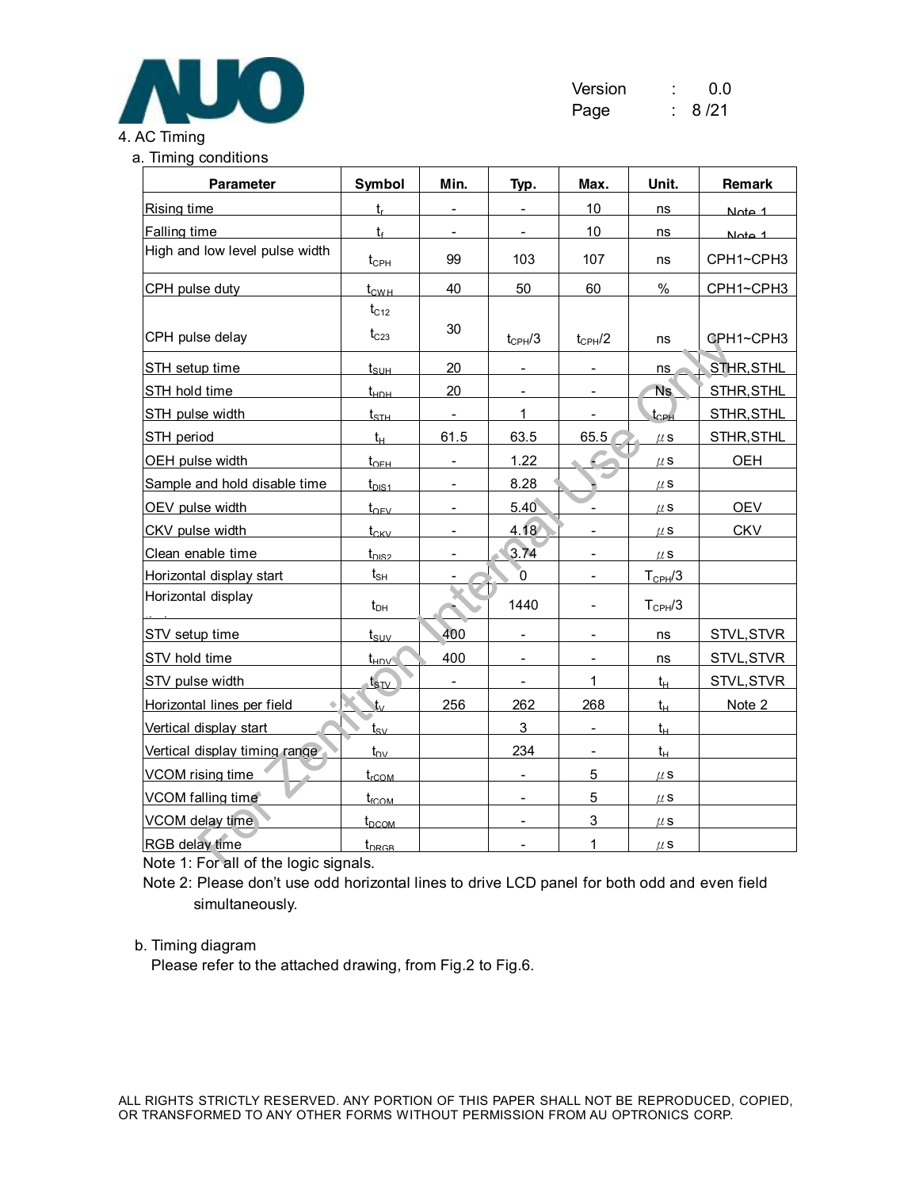## 4. AC Timing

### a. Timing conditions

| Parameter | Symbol | Min. | Typ. | Max. | Unit. | Remark |
|---|---|---|---|---|---|---|
| Rising time | $t_r$ | - | - | 10 | ns | Note 1 |
| Falling time | $t_f$ | - | - | 10 | ns | Note 1 |
| High and low level pulse width | $t_{CPH}$ | 99 | 103 | 107 | ns | CPH1~CPH3 |
| CPH pulse duty | $t_{CWH}$ | 40 | 50 | 60 | % | CPH1~CPH3 |
| CPH pulse delay | $t_{C12}$ $t_{C23}$ | 30 | $t_{CPH}/3$ | $t_{CPH}/2$ | ns | CPH1~CPH3 |
| STH setup time | $t_{SUH}$ | 20 | - | - | ns | STHR,STHL |
| STH hold time | $t_{HDH}$ | 20 | - | - | Ns | STHR,STHL |
| STH pulse width | $t_{STH}$ | - | 1 | - | $t_{CPH}$ | STHR,STHL |
| STH period | $t_H$ | 61.5 | 63.5 | 65.5 | μs | STHR,STHL |
| OEH pulse width | $t_{OEH}$ | - | 1.22 | - | μs | OEH |
| Sample and hold disable time | $t_{DIS1}$ | - | 8.28 | - | μs | |
| OEV pulse width | $t_{OEV}$ | - | 5.40 | - | μs | OEV |
| CKV pulse width | $t_{CKV}$ | - | 4.18 | - | μs | CKV |
| Clean enable time | $t_{DIS2}$ | - | 3.74 | - | μs | |
| Horizontal display start | $t_{SH}$ | - | 0 | - | $T_{CPH}/3$ | |
| Horizontal display timing | $t_{DH}$ | - | 1440 | - | $T_{CPH}/3$ | |
| STV setup time | $t_{SUV}$ | 400 | - | - | ns | STVL,STVR |
| STV hold time | $t_{HDV}$ | 400 | - | - | ns | STVL,STVR |
| STV pulse width | $t_{STV}$ | - | - | 1 | $t_H$ | STVL,STVR |
| Horizontal lines per field | $t_V$ | 256 | 262 | 268 | $t_H$ | Note 2 |
| Vertical display start | $t_{SV}$ | | 3 | - | $t_H$ | |
| Vertical display timing range | $t_{DV}$ | | 234 | - | $t_H$ | |
| VCOM rising time | $t_{rCOM}$ | | - | 5 | μs | |
| VCOM falling time | $t_{fCOM}$ | | - | 5 | μs | |
| VCOM delay time | $t_{DCOM}$ | | - | 3 | μs | |
| RGB delay time | $t_{DRGB}$ | | - | 1 | μs | |

Note 1: For all of the logic signals.

Note 2: Please don't use odd horizontal lines to drive LCD panel for both odd and even field simultaneously.

### b. Timing diagram

Please refer to the attached drawing, from Fig.2 to Fig.6.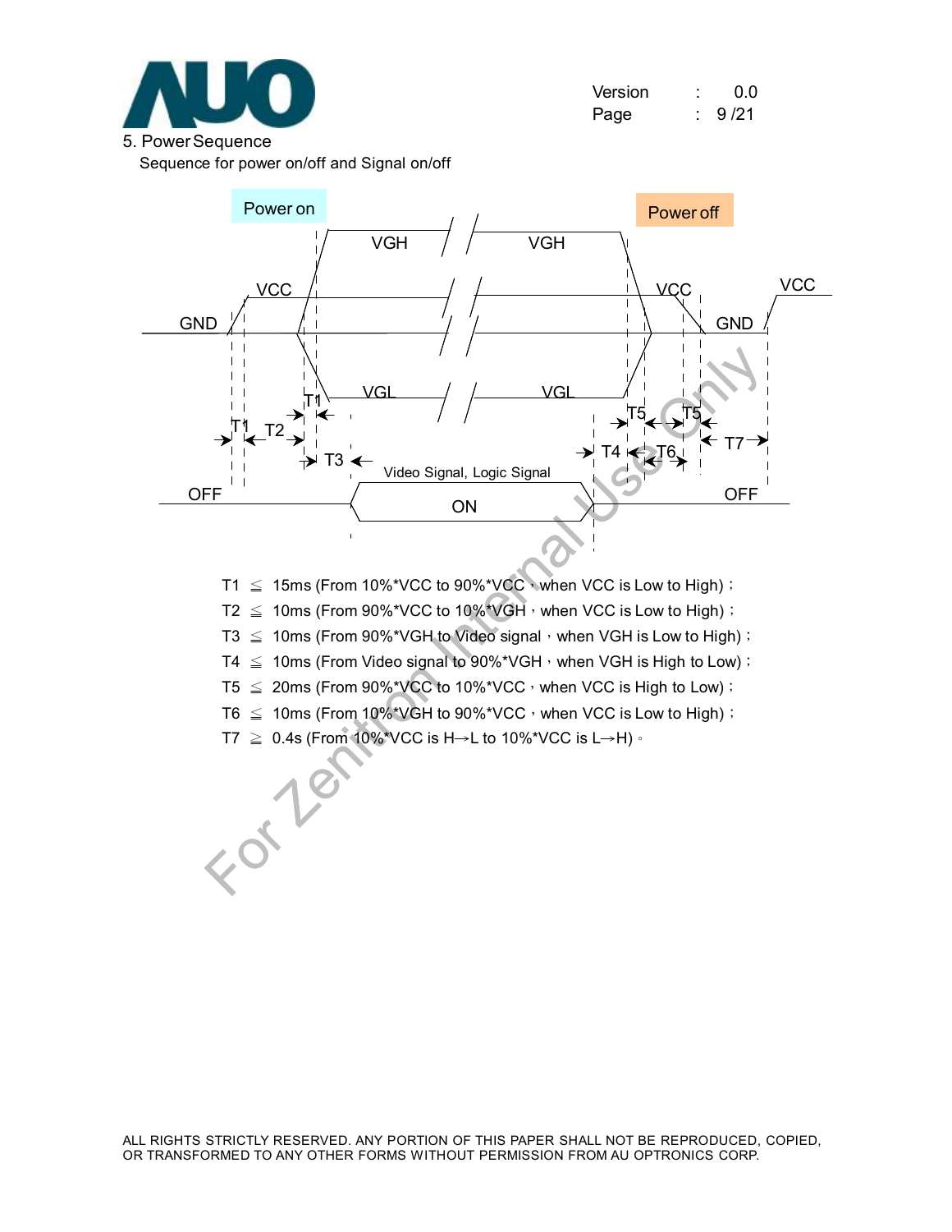## 5. Power Sequence

Sequence for power on/off and Signal on/off

Power on

Power off

VGH VGH

VCC VCC VCC

GND GND

VGL VGL

T1 T1 T2 T3 T4 T5 T5 T6 T7

Video Signal, Logic Signal

OFF ON OFF

T1 ≦ 15ms (From 10%*VCC to 90%*VCC，when VCC is Low to High)；

T2 ≦ 10ms (From 90%*VCC to 10%*VGH，when VCC is Low to High)；

T3 ≦ 10ms (From 90%*VGH to Video signal，when VGH is Low to High)；

T4 ≦ 10ms (From Video signal to 90%*VGH，when VGH is High to Low)；

T5 ≦ 20ms (From 90%*VCC to 10%*VCC，when VCC is High to Low)；

T6 ≦ 10ms (From 10%*VGH to 90%*VCC，when VCC is Low to High)；

T7 ≧ 0.4s (From 10%*VCC is H→L to 10%*VCC is L→H)。

ALL RIGHTS STRICTLY RESERVED. ANY PORTION OF THIS PAPER SHALL NOT BE REPRODUCED, COPIED, OR TRANSFORMED TO ANY OTHER FORMS WITHOUT PERMISSION FROM AU OPTRONICS CORP.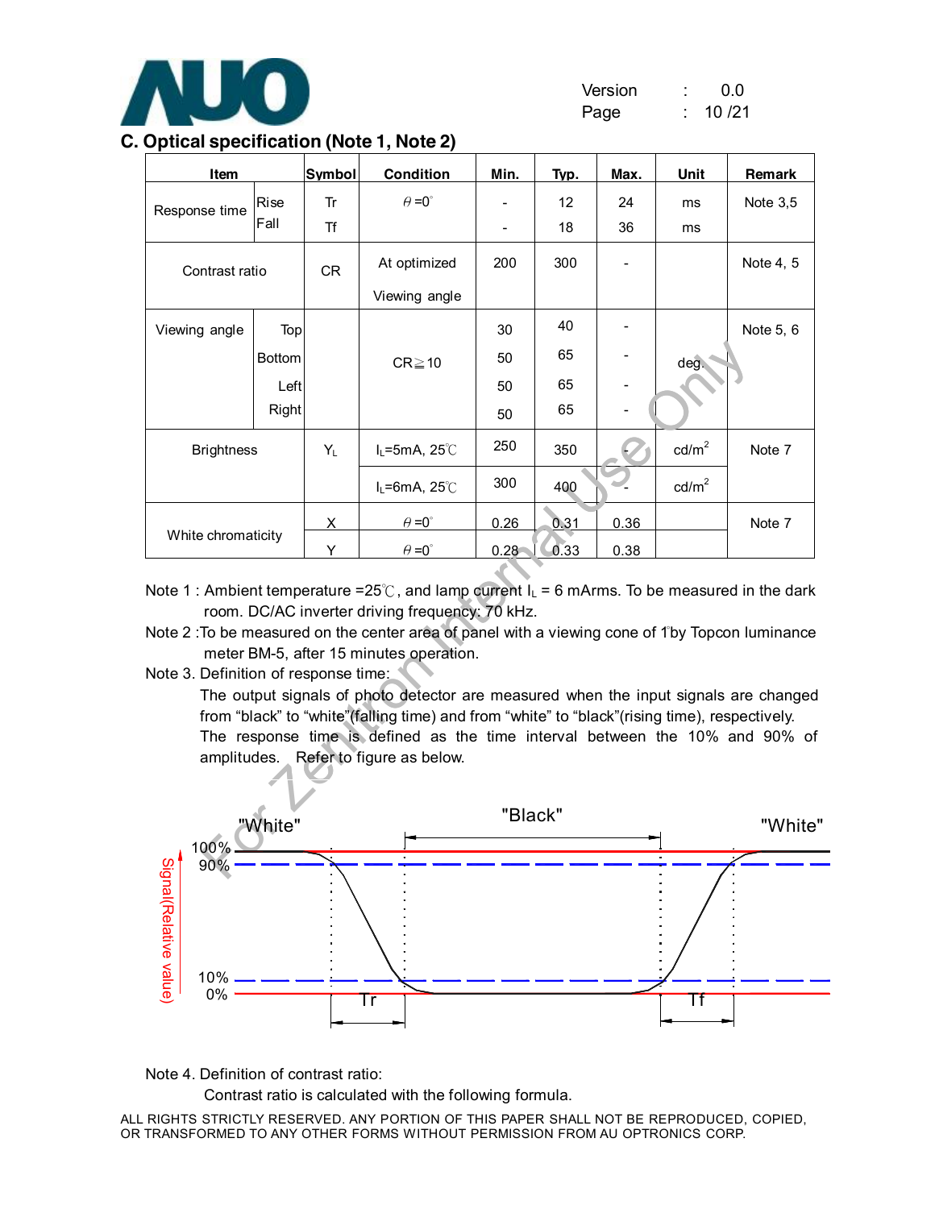## C. Optical specification (Note 1, Note 2)

| Item | | Symbol | Condition | Min. | Typ. | Max. | Unit | Remark |
|---|---|---|---|---|---|---|---|---|
| Response time | Rise | Tr | $\theta=0^{\circ}$ | - | 12 | 24 | ms | Note 3,5 |
| | Fall | Tf | | - | 18 | 36 | ms | |
| Contrast ratio | | CR | At optimized Viewing angle | 200 | 300 | - | | Note 4, 5 |
| Viewing angle | Top | | CR≧10 | 30 | 40 | - | deg. | Note 5, 6 |
| | Bottom | | | 50 | 65 | - | | |
| | Left | | | 50 | 65 | - | | |
| | Right | | | 50 | 65 | - | | |
| Brightness | | $Y_L$ | $I_L$=5mA, 25℃ | 250 | 350 | - | cd/m$^2$ | Note 7 |
| | | | $I_L$=6mA, 25℃ | 300 | 400 | - | cd/m$^2$ | |
| White chromaticity | | X | $\theta=0^{\circ}$ | 0.26 | 0.31 | 0.36 | | Note 7 |
| | | Y | $\theta=0^{\circ}$ | 0.28 | 0.33 | 0.38 | | |

Note 1 : Ambient temperature =25℃, and lamp current $I_L$ = 6 mArms. To be measured in the dark room. DC/AC inverter driving frequency: 70 kHz.

Note 2 :To be measured on the center area of panel with a viewing cone of 1°by Topcon luminance meter BM-5, after 15 minutes operation.

Note 3. Definition of response time:

The output signals of photo detector are measured when the input signals are changed from "black" to "white"(falling time) and from "white" to "black"(rising time), respectively. The response time is defined as the time interval between the 10% and 90% of amplitudes. Refer to figure as below.

Note 4. Definition of contrast ratio:

Contrast ratio is calculated with the following formula.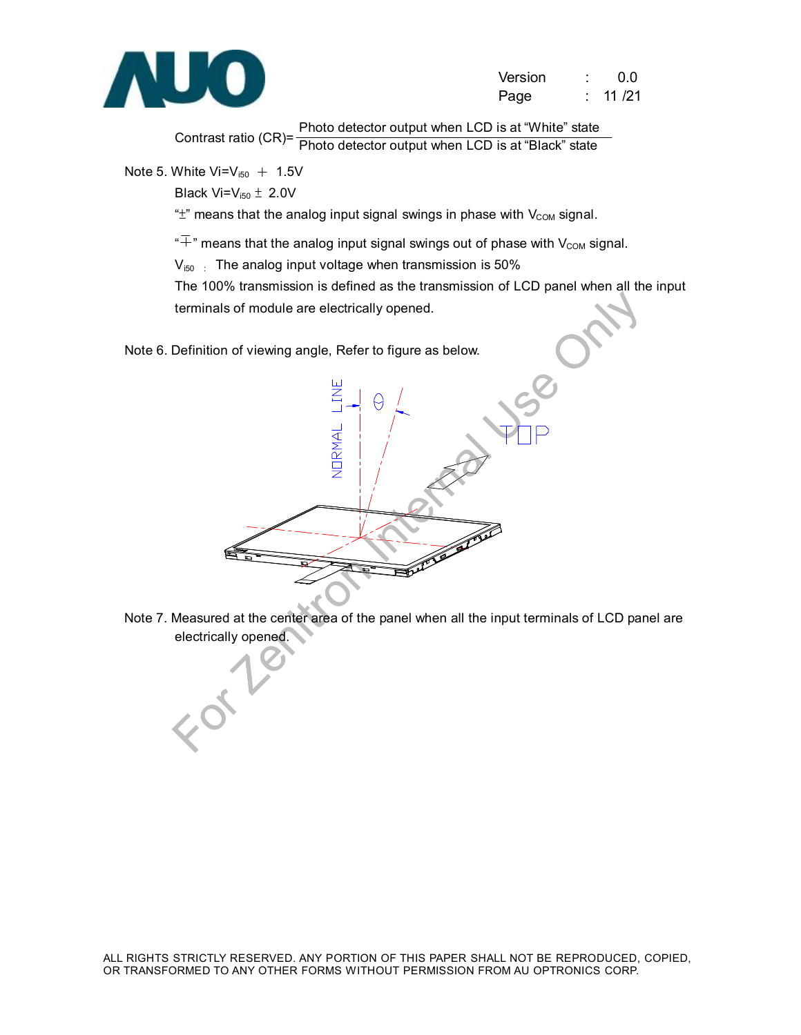$$\text{Contrast ratio (CR)} = \frac{\text{Photo detector output when LCD is at “White” state}}{\text{Photo detector output when LCD is at “Black” state}}$$

Note 5. White $V_i = V_{i50} + 1.5V$

Black $V_i = V_{i50} \pm 2.0V$

"$\pm$" means that the analog input signal swings in phase with $V_{COM}$ signal.

"$\mp$" means that the analog input signal swings out of phase with $V_{COM}$ signal.

$V_{i50}$ : The analog input voltage when transmission is 50%

The 100% transmission is defined as the transmission of LCD panel when all the input terminals of module are electrically opened.

Note 6. Definition of viewing angle, Refer to figure as below.

Note 7. Measured at the center area of the panel when all the input terminals of LCD panel are electrically opened.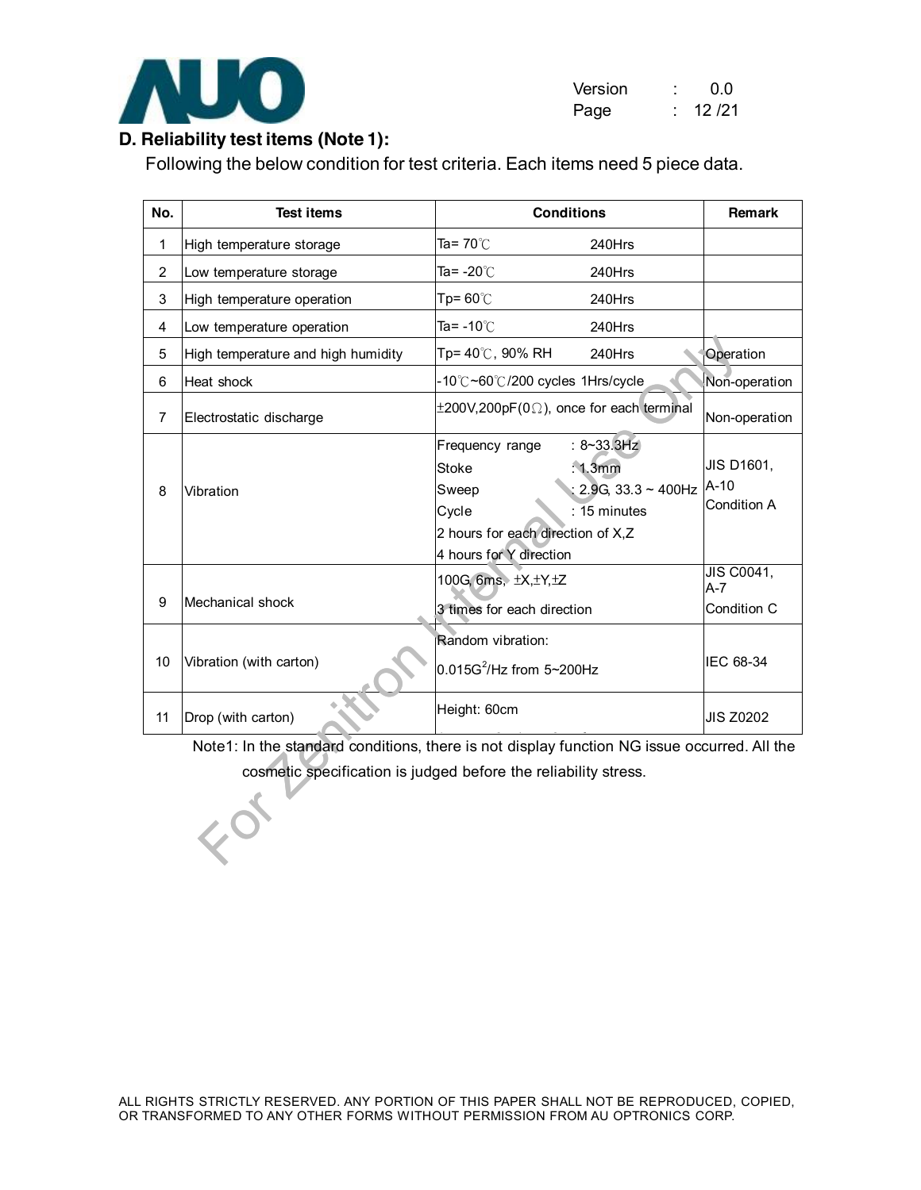## D. Reliability test items (Note 1):

Following the below condition for test criteria. Each items need 5 piece data.

| No. | Test items | Conditions | Remark |
|---|---|---|---|
| 1 | High temperature storage | Ta= 70℃ 240Hrs | |
| 2 | Low temperature storage | Ta= -20℃ 240Hrs | |
| 3 | High temperature operation | Tp= 60℃ 240Hrs | |
| 4 | Low temperature operation | Ta= -10℃ 240Hrs | |
| 5 | High temperature and high humidity | Tp= 40℃, 90% RH 240Hrs | Operation |
| 6 | Heat shock | -10℃~60℃/200 cycles 1Hrs/cycle | Non-operation |
| 7 | Electrostatic discharge | ±200V,200pF(0Ω), once for each terminal | Non-operation |
| 8 | Vibration | Frequency range : 8~33.3Hz<br>Stoke : 1.3mm<br>Sweep : 2.9G, 33.3 ~ 400Hz<br>Cycle : 15 minutes<br>2 hours for each direction of X,Z<br>4 hours for Y direction | JIS D1601, A-10<br>Condition A |
| 9 | Mechanical shock | 100G, 6ms, ±X,±Y,±Z<br>3 times for each direction | JIS C0041, A-7<br>Condition C |
| 10 | Vibration (with carton) | Random vibration:<br>$0.015G^2$/Hz from 5~200Hz | IEC 68-34 |
| 11 | Drop (with carton) | Height: 60cm | JIS Z0202 |

Note1: In the standard conditions, there is not display function NG issue occurred. All the cosmetic specification is judged before the reliability stress.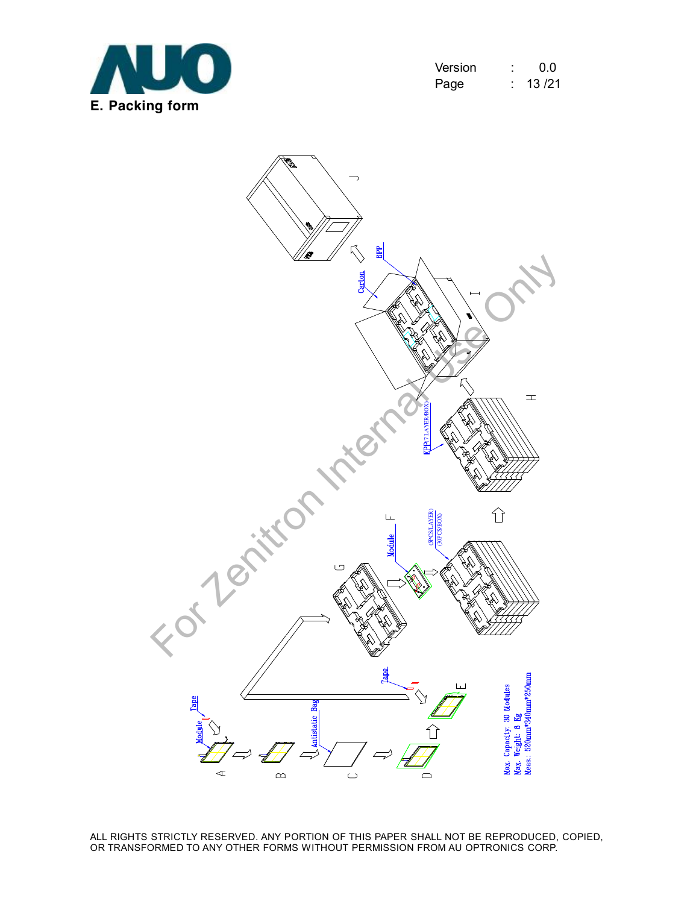## E. Packing form

Tape

Module

A

B

Antistatic Bag

C

D

Tape

E

G

Module

F

(5PCS/LAYER)
(30PCS/BOX)

EPP(7 LAYER/BOX)

H

Carton

EPP

I

J

Max. Capacity: 30 Modules
Max. Weight: 8 Kg
Meas.: 520mm*340mm*250mm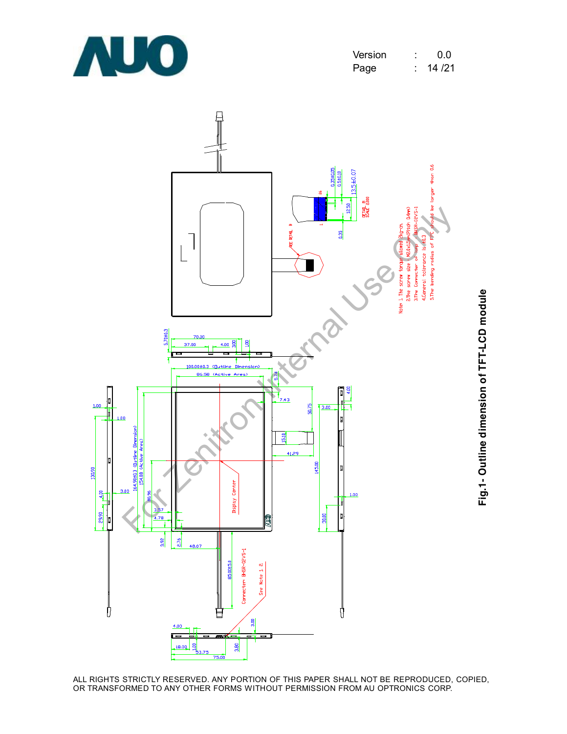Note 1. The screw torque allowed 2kg-cm.
2. The screw size : M2.0x1.5mm (Pitch 0.4mm)
3. The Connector of lamp : BHSR-02VS-1
4. General tolerance is ±0.3
5. The bending radius of FPC should be larger than 0.6

**Fig.1- Outline dimension of TFT-LCD module**

ALL RIGHTS STRICTLY RESERVED. ANY PORTION OF THIS PAPER SHALL NOT BE REPRODUCED, COPIED, OR TRANSFORMED TO ANY OTHER FORMS WITHOUT PERMISSION FROM AU OPTRONICS CORP.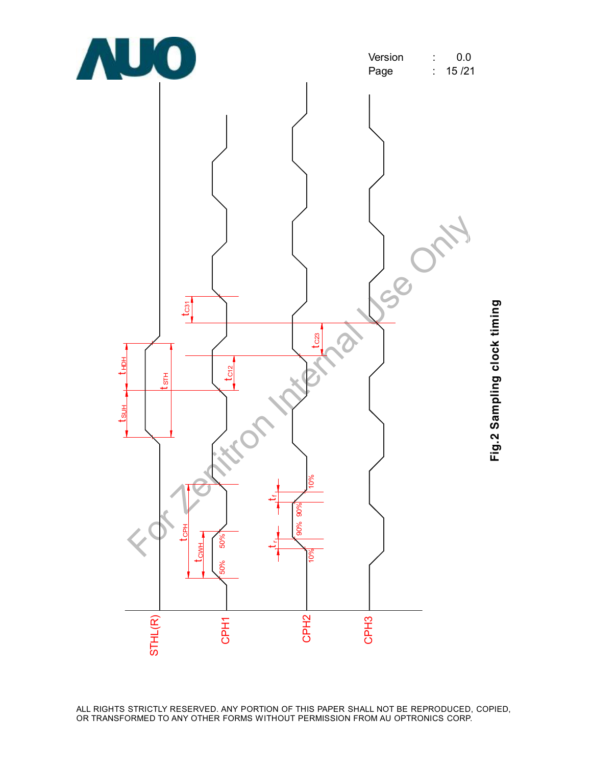Fig.2 Sampling clock timing

ALL RIGHTS STRICTLY RESERVED. ANY PORTION OF THIS PAPER SHALL NOT BE REPRODUCED, COPIED, OR TRANSFORMED TO ANY OTHER FORMS WITHOUT PERMISSION FROM AU OPTRONICS CORP.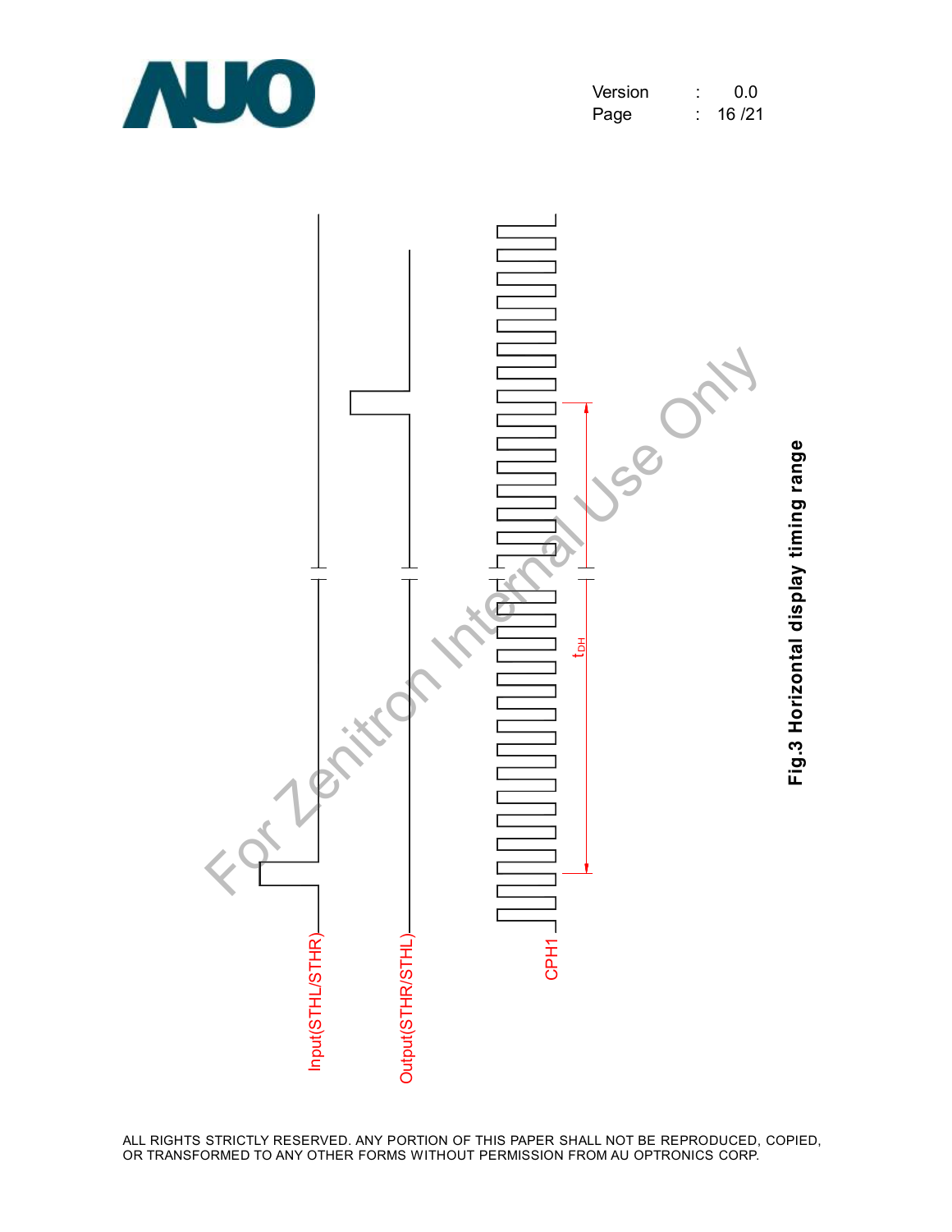Input(STHL/STHR)

Output(STHR/STHL)

CPH1

$t_{DH}$

**Fig.3 Horizontal display timing range**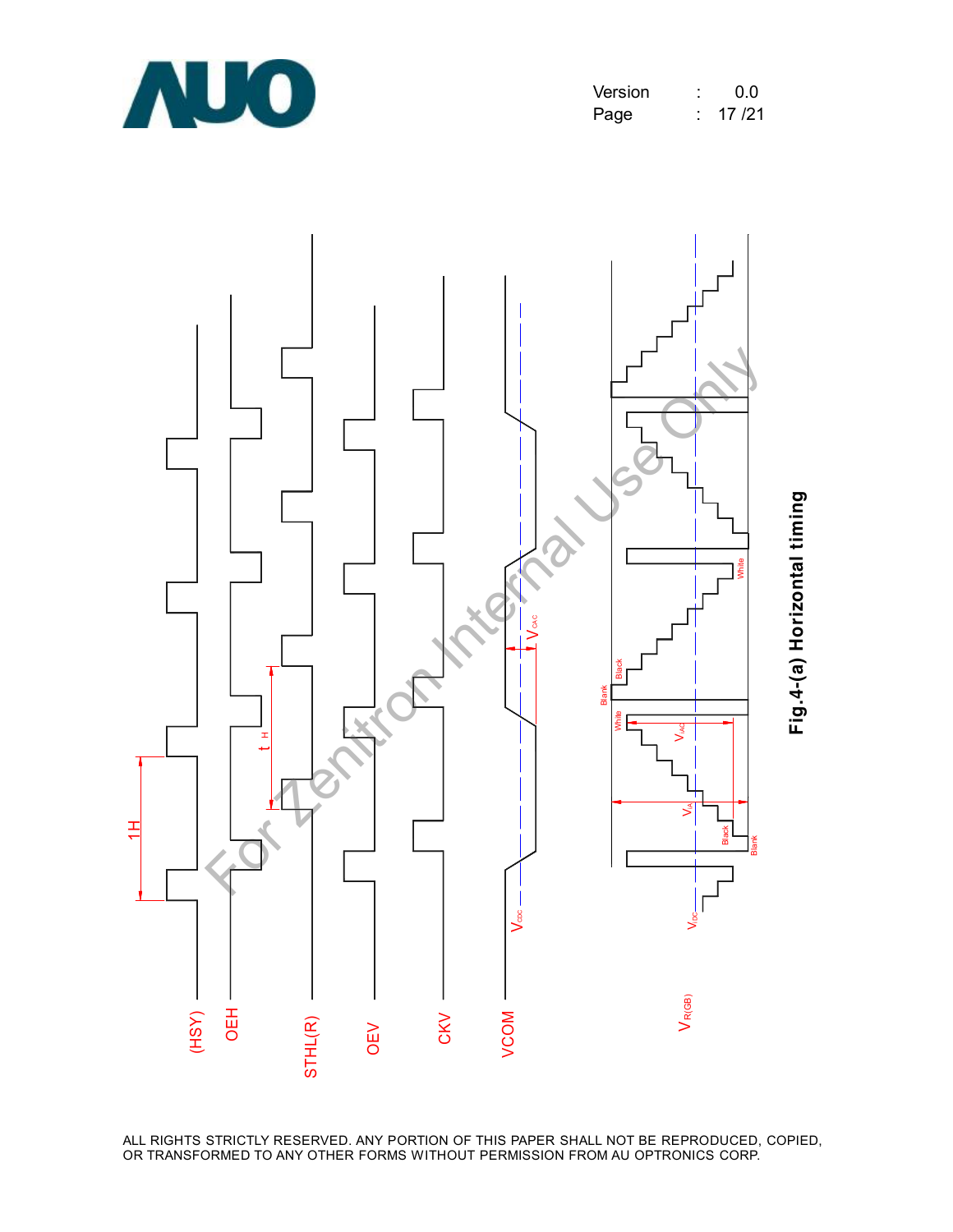Fig.4-(a) Horizontal timing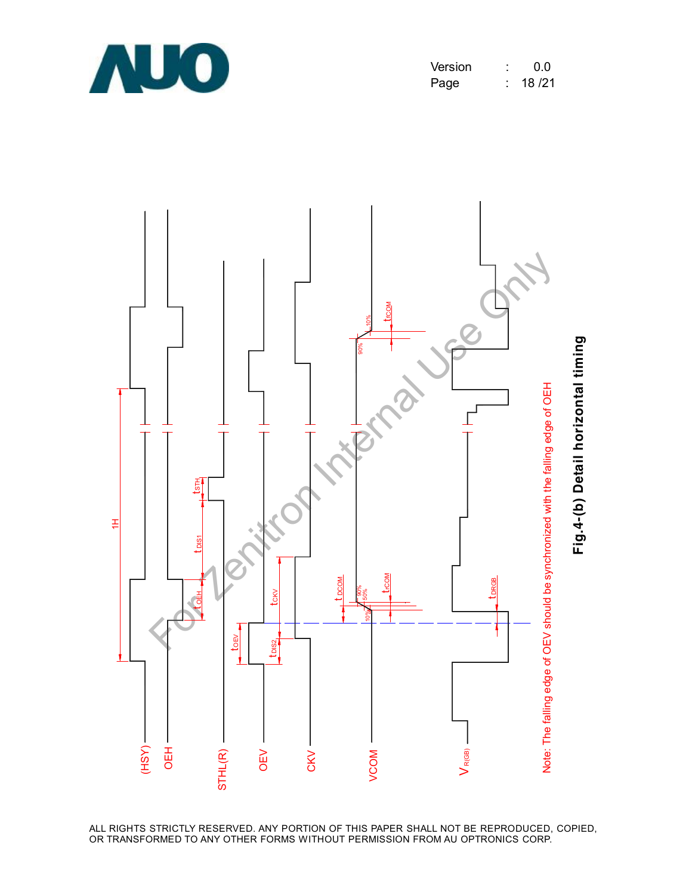Note: The falling edge of OEV should be synchronized with the falling edge of OEH

**Fig.4-(b) Detail horizontal timing**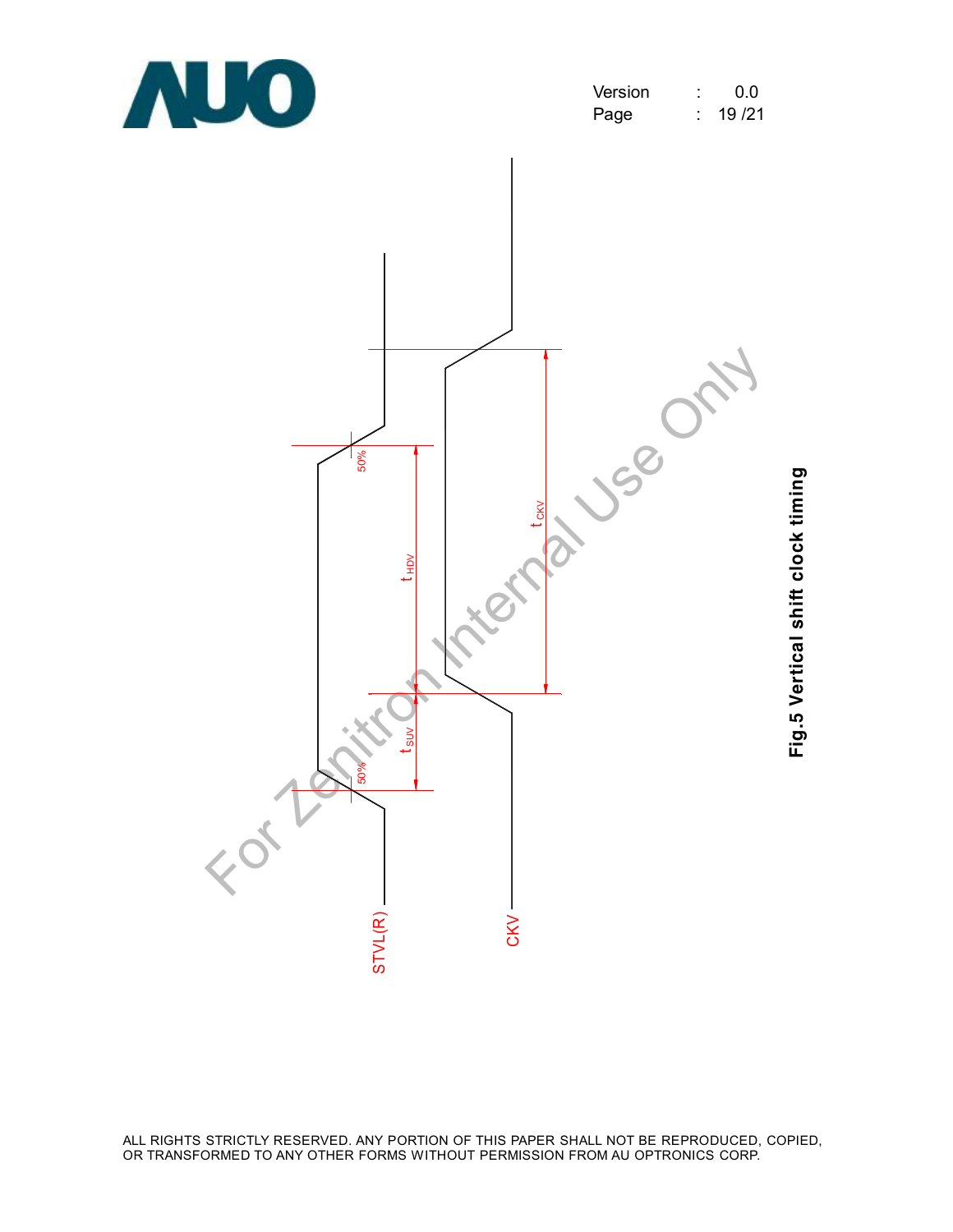Fig.5 Vertical shift clock timing

ALL RIGHTS STRICTLY RESERVED. ANY PORTION OF THIS PAPER SHALL NOT BE REPRODUCED, COPIED, OR TRANSFORMED TO ANY OTHER FORMS WITHOUT PERMISSION FROM AU OPTRONICS CORP.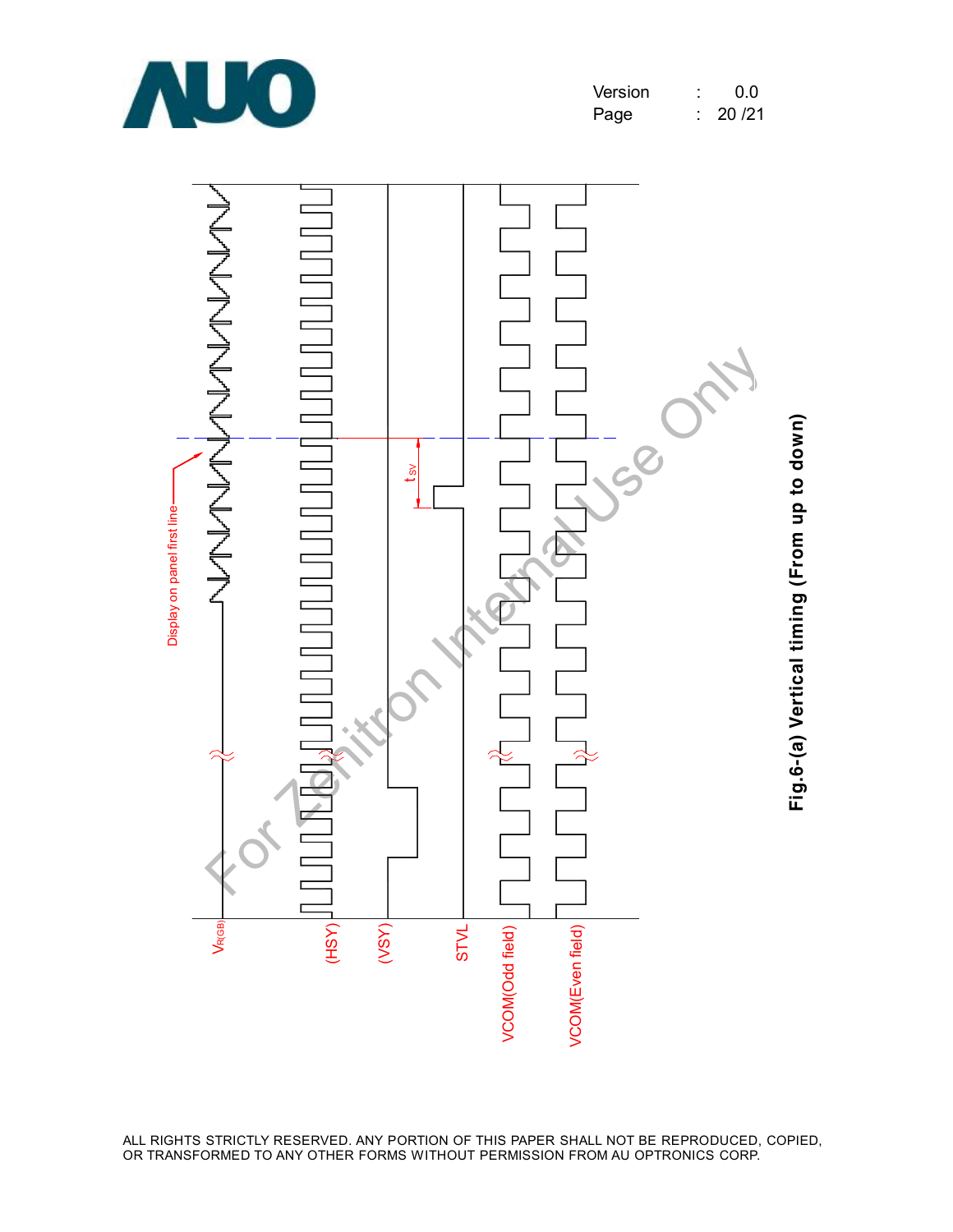Fig.6-(a) Vertical timing (From up to down)

ALL RIGHTS STRICTLY RESERVED. ANY PORTION OF THIS PAPER SHALL NOT BE REPRODUCED, COPIED, OR TRANSFORMED TO ANY OTHER FORMS WITHOUT PERMISSION FROM AU OPTRONICS CORP.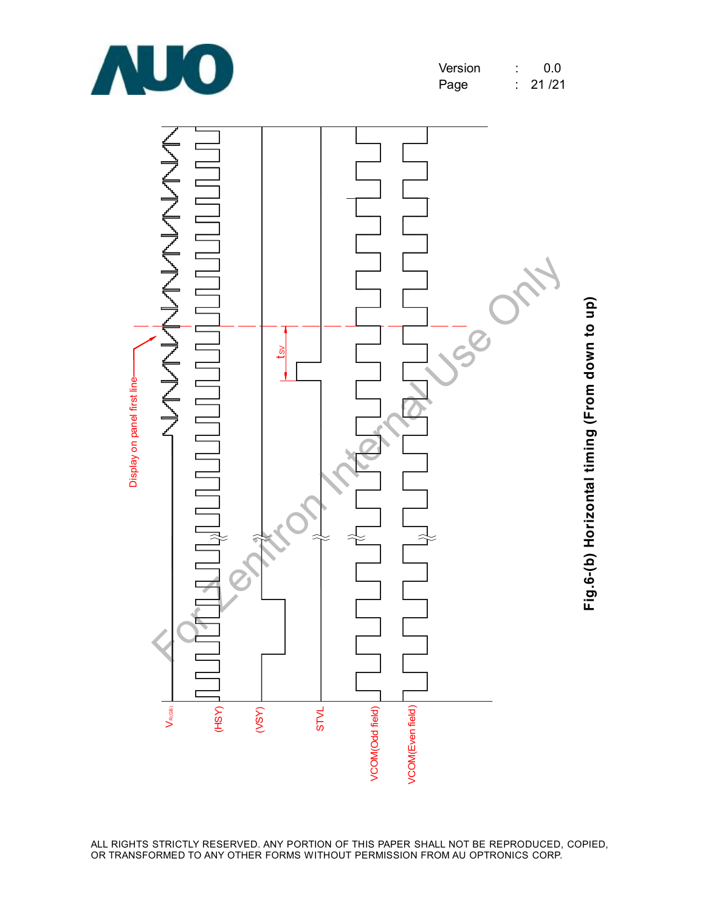Display on panel first line

$t_{SV}$

$V_{R(GB)}$

(HSY)

(VSY)

STVL

VCOM(Odd field)

VCOM(Even field)

**Fig.6-(b) Horizontal timing (From down to up)**

ALL RIGHTS STRICTLY RESERVED. ANY PORTION OF THIS PAPER SHALL NOT BE REPRODUCED, COPIED, OR TRANSFORMED TO ANY OTHER FORMS WITHOUT PERMISSION FROM AU OPTRONICS CORP.